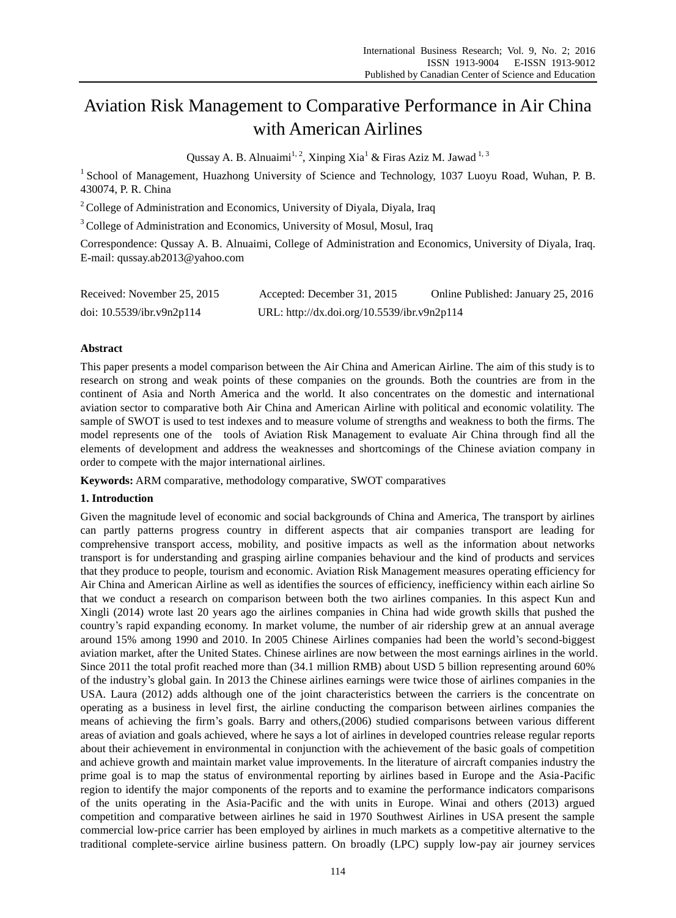# Aviation Risk Management to Comparative Performance in Air China with American Airlines

Qussay A. B. Alnuaimi[1, 2], Xinping Xia[1] & Firas Aziz M. Jawad[1, 3]

[1] School of Management, Huazhong University of Science and Technology, 1037 Luoyu Road, Wuhan, P. B. 430074, P. R. China

[2] College of Administration and Economics, University of Diyala, Diyala, Iraq

[3] College of Administration and Economics, University of Mosul, Mosul, Iraq

Correspondence: Qussay A. B. Alnuaimi, College of Administration and Economics, University of Diyala, Iraq. E-mail: qussay.ab2013@yahoo.com

Received: November 25, 2015 Accepted: December 31, 2015 Online Published: January 25, 2016

doi: 10.5539/ibr.v9n2p114 URL: http://dx.doi.org/10.5539/ibr.v9n2p114

## Abstract

This paper presents a model comparison between the Air China and American Airline. The aim of this study is to research on strong and weak points of these companies on the grounds. Both the countries are from in the continent of Asia and North America and the world. It also concentrates on the domestic and international aviation sector to comparative both Air China and American Airline with political and economic volatility. The sample of SWOT is used to test indexes and to measure volume of strengths and weakness to both the firms. The model represents one of the tools of Aviation Risk Management to evaluate Air China through find all the elements of development and address the weaknesses and shortcomings of the Chinese aviation company in order to compete with the major international airlines.

**Keywords:** ARM comparative, methodology comparative, SWOT comparatives

## 1. Introduction

Given the magnitude level of economic and social backgrounds of China and America, The transport by airlines can partly patterns progress country in different aspects that air companies transport are leading for comprehensive transport access, mobility, and positive impacts as well as the information about networks transport is for understanding and grasping airline companies behaviour and the kind of products and services that they produce to people, tourism and economic. Aviation Risk Management measures operating efficiency for Air China and American Airline as well as identifies the sources of efficiency, inefficiency within each airline So that we conduct a research on comparison between both the two airlines companies. In this aspect Kun and Xingli (2014) wrote last 20 years ago the airlines companies in China had wide growth skills that pushed the country's rapid expanding economy. In market volume, the number of air ridership grew at an annual average around 15% among 1990 and 2010. In 2005 Chinese Airlines companies had been the world's second-biggest aviation market, after the United States. Chinese airlines are now between the most earnings airlines in the world. Since 2011 the total profit reached more than (34.1 million RMB) about USD 5 billion representing around 60% of the industry's global gain. In 2013 the Chinese airlines earnings were twice those of airlines companies in the USA. Laura (2012) adds although one of the joint characteristics between the carriers is the concentrate on operating as a business in level first, the airline conducting the comparison between airlines companies the means of achieving the firm's goals. Barry and others,(2006) studied comparisons between various different areas of aviation and goals achieved, where he says a lot of airlines in developed countries release regular reports about their achievement in environmental in conjunction with the achievement of the basic goals of competition and achieve growth and maintain market value improvements. In the literature of aircraft companies industry the prime goal is to map the status of environmental reporting by airlines based in Europe and the Asia-Pacific region to identify the major components of the reports and to examine the performance indicators comparisons of the units operating in the Asia-Pacific and the with units in Europe. Winai and others (2013) argued competition and comparative between airlines he said in 1970 Southwest Airlines in USA present the sample commercial low-price carrier has been employed by airlines in much markets as a competitive alternative to the traditional complete-service airline business pattern. On broadly (LPC) supply low-pay air journey services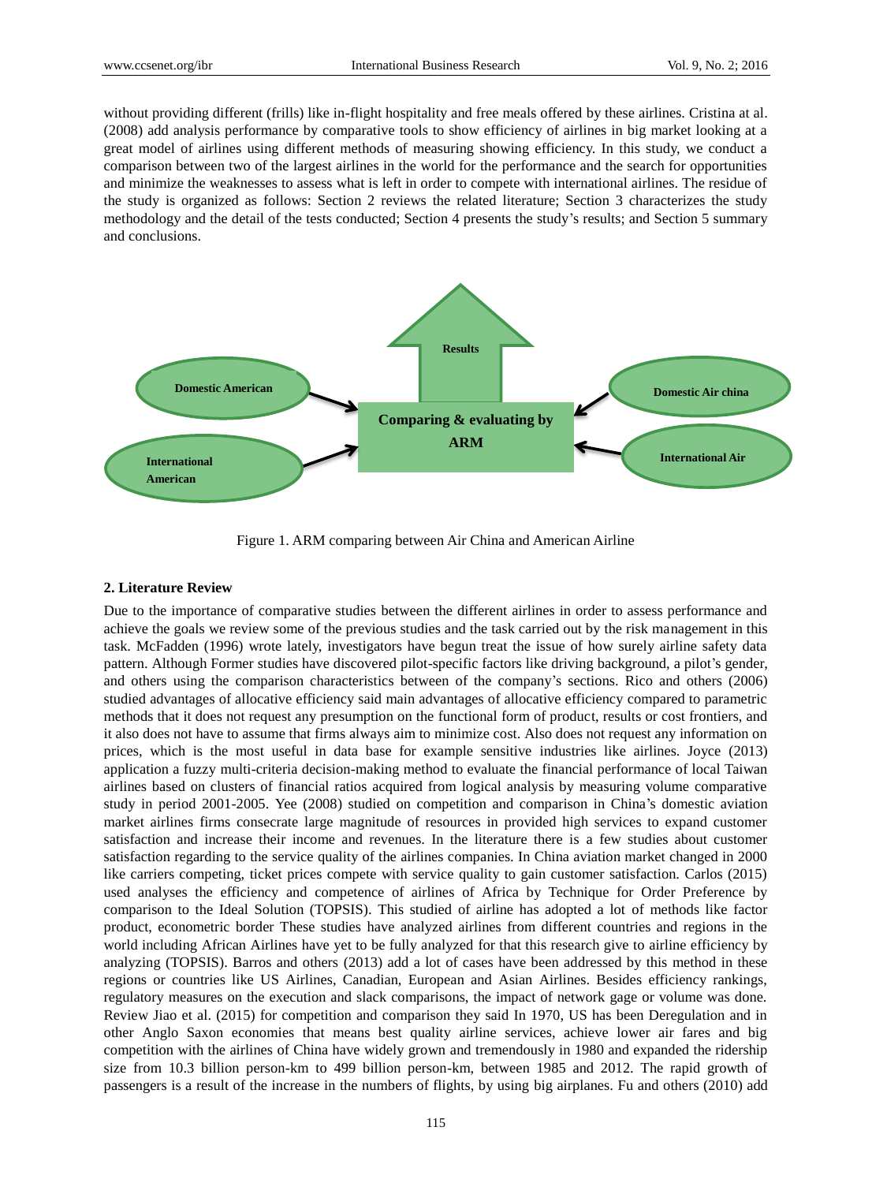without providing different (frills) like in-flight hospitality and free meals offered by these airlines. Cristina at al. (2008) add analysis performance by comparative tools to show efficiency of airlines in big market looking at a great model of airlines using different methods of measuring showing efficiency. In this study, we conduct a comparison between two of the largest airlines in the world for the performance and the search for opportunities and minimize the weaknesses to assess what is left in order to compete with international airlines. The residue of the study is organized as follows: Section 2 reviews the related literature; Section 3 characterizes the study methodology and the detail of the tests conducted; Section 4 presents the study's results; and Section 5 summary and conclusions.

Results

Domestic American

Domestic Air china

Comparing & evaluating by ARM

International American

International Air

Figure 1. ARM comparing between Air China and American Airline

## 2. Literature Review

Due to the importance of comparative studies between the different airlines in order to assess performance and achieve the goals we review some of the previous studies and the task carried out by the risk management in this task. McFadden (1996) wrote lately, investigators have begun treat the issue of how surely airline safety data pattern. Although Former studies have discovered pilot-specific factors like driving background, a pilot's gender, and others using the comparison characteristics between of the company's sections. Rico and others (2006) studied advantages of allocative efficiency said main advantages of allocative efficiency compared to parametric methods that it does not request any presumption on the functional form of product, results or cost frontiers, and it also does not have to assume that firms always aim to minimize cost. Also does not request any information on prices, which is the most useful in data base for example sensitive industries like airlines. Joyce (2013) application a fuzzy multi-criteria decision-making method to evaluate the financial performance of local Taiwan airlines based on clusters of financial ratios acquired from logical analysis by measuring volume comparative study in period 2001-2005. Yee (2008) studied on competition and comparison in China's domestic aviation market airlines firms consecrate large magnitude of resources in provided high services to expand customer satisfaction and increase their income and revenues. In the literature there is a few studies about customer satisfaction regarding to the service quality of the airlines companies. In China aviation market changed in 2000 like carriers competing, ticket prices compete with service quality to gain customer satisfaction. Carlos (2015) used analyses the efficiency and competence of airlines of Africa by Technique for Order Preference by comparison to the Ideal Solution (TOPSIS). This studied of airline has adopted a lot of methods like factor product, econometric border These studies have analyzed airlines from different countries and regions in the world including African Airlines have yet to be fully analyzed for that this research give to airline efficiency by analyzing (TOPSIS). Barros and others (2013) add a lot of cases have been addressed by this method in these regions or countries like US Airlines, Canadian, European and Asian Airlines. Besides efficiency rankings, regulatory measures on the execution and slack comparisons, the impact of network gage or volume was done. Review Jiao et al. (2015) for competition and comparison they said In 1970, US has been Deregulation and in other Anglo Saxon economies that means best quality airline services, achieve lower air fares and big competition with the airlines of China have widely grown and tremendously in 1980 and expanded the ridership size from 10.3 billion person-km to 499 billion person-km, between 1985 and 2012. The rapid growth of passengers is a result of the increase in the numbers of flights, by using big airplanes. Fu and others (2010) add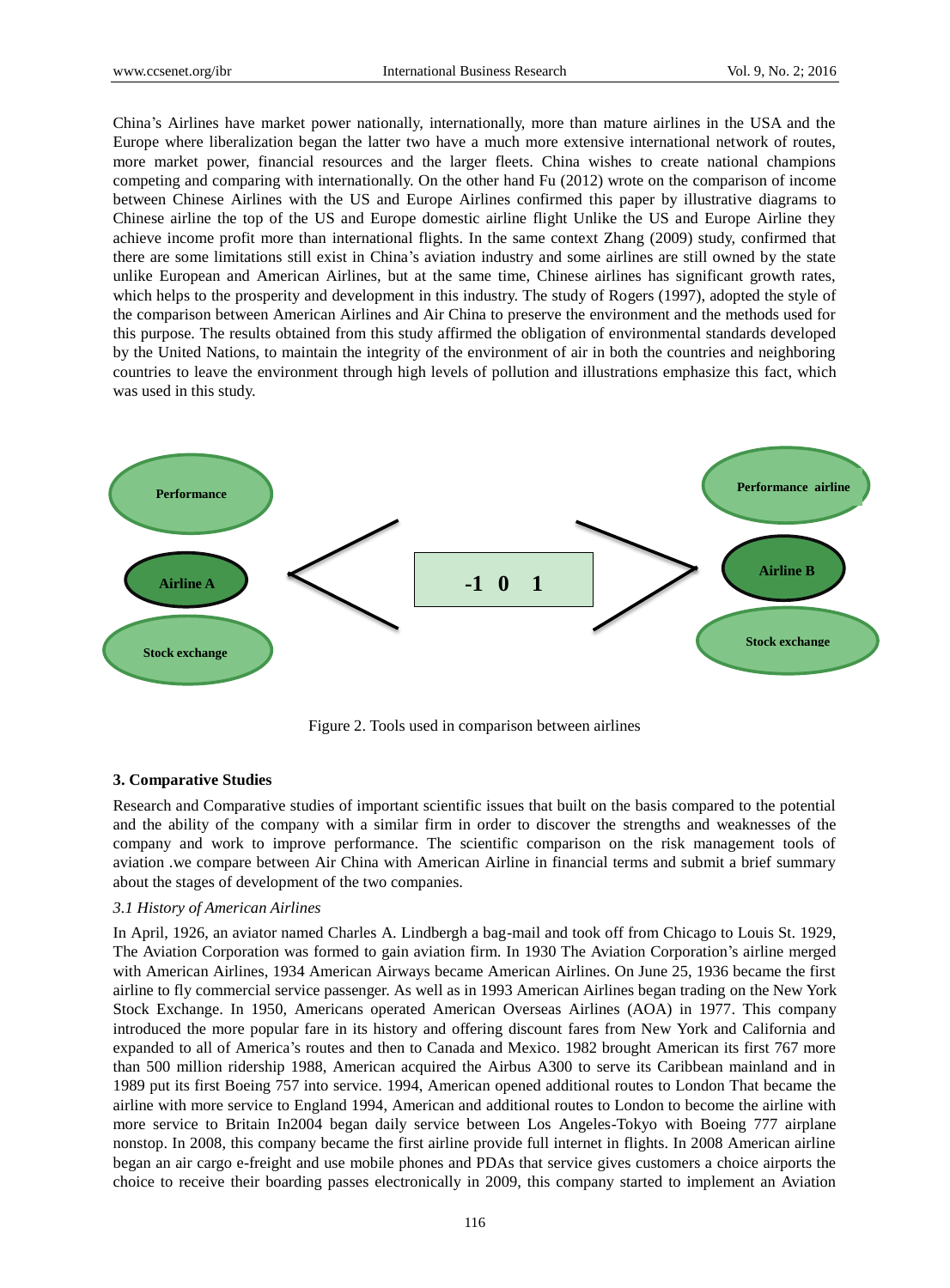China's Airlines have market power nationally, internationally, more than mature airlines in the USA and the Europe where liberalization began the latter two have a much more extensive international network of routes, more market power, financial resources and the larger fleets. China wishes to create national champions competing and comparing with internationally. On the other hand Fu (2012) wrote on the comparison of income between Chinese Airlines with the US and Europe Airlines confirmed this paper by illustrative diagrams to Chinese airline the top of the US and Europe domestic airline flight Unlike the US and Europe Airline they achieve income profit more than international flights. In the same context Zhang (2009) study, confirmed that there are some limitations still exist in China's aviation industry and some airlines are still owned by the state unlike European and American Airlines, but at the same time, Chinese airlines has significant growth rates, which helps to the prosperity and development in this industry. The study of Rogers (1997), adopted the style of the comparison between American Airlines and Air China to preserve the environment and the methods used for this purpose. The results obtained from this study affirmed the obligation of environmental standards developed by the United Nations, to maintain the integrity of the environment of air in both the countries and neighboring countries to leave the environment through high levels of pollution and illustrations emphasize this fact, which was used in this study.

Performance | Airline A | Stock exchange — -1 0 1 — Performance airline | Airline B | Stock exchange

Figure 2. Tools used in comparison between airlines

### 3. Comparative Studies

Research and Comparative studies of important scientific issues that built on the basis compared to the potential and the ability of the company with a similar firm in order to discover the strengths and weaknesses of the company and work to improve performance. The scientific comparison on the risk management tools of aviation .we compare between Air China with American Airline in financial terms and submit a brief summary about the stages of development of the two companies.

#### *3.1 History of American Airlines*

In April, 1926, an aviator named Charles A. Lindbergh a bag-mail and took off from Chicago to Louis St. 1929, The Aviation Corporation was formed to gain aviation firm. In 1930 The Aviation Corporation's airline merged with American Airlines, 1934 American Airways became American Airlines. On June 25, 1936 became the first airline to fly commercial service passenger. As well as in 1993 American Airlines began trading on the New York Stock Exchange. In 1950, Americans operated American Overseas Airlines (AOA) in 1977. This company introduced the more popular fare in its history and offering discount fares from New York and California and expanded to all of America's routes and then to Canada and Mexico. 1982 brought American its first 767 more than 500 million ridership 1988, American acquired the Airbus A300 to serve its Caribbean mainland and in 1989 put its first Boeing 757 into service. 1994, American opened additional routes to London That became the airline with more service to England 1994, American and additional routes to London to become the airline with more service to Britain In2004 began daily service between Los Angeles-Tokyo with Boeing 777 airplane nonstop. In 2008, this company became the first airline provide full internet in flights. In 2008 American airline began an air cargo e-freight and use mobile phones and PDAs that service gives customers a choice airports the choice to receive their boarding passes electronically in 2009, this company started to implement an Aviation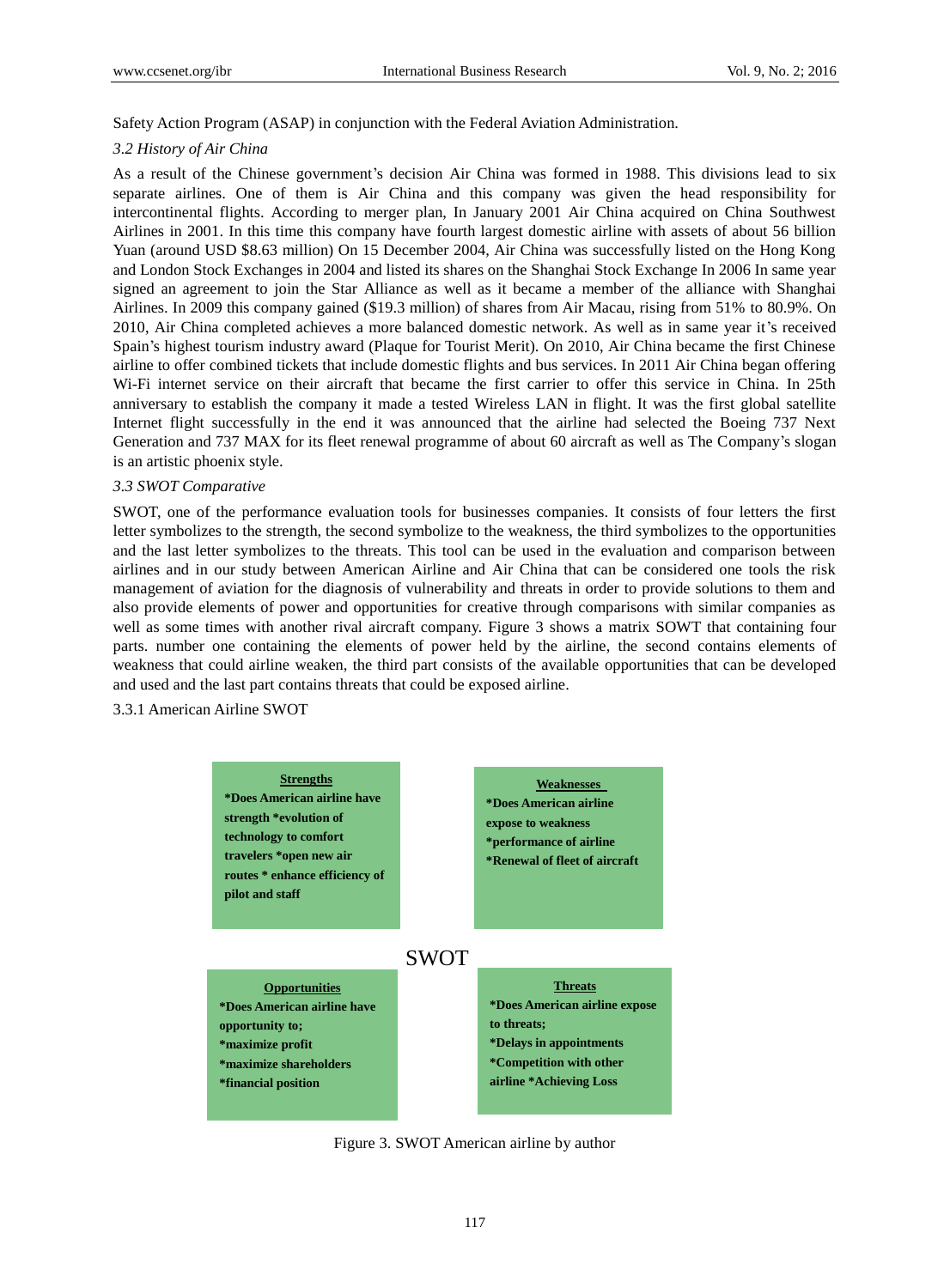Safety Action Program (ASAP) in conjunction with the Federal Aviation Administration.

### *3.2 History of Air China*

As a result of the Chinese government's decision Air China was formed in 1988. This divisions lead to six separate airlines. One of them is Air China and this company was given the head responsibility for intercontinental flights. According to merger plan, In January 2001 Air China acquired on China Southwest Airlines in 2001. In this time this company have fourth largest domestic airline with assets of about 56 billion Yuan (around USD $8.63 million) On 15 December 2004, Air China was successfully listed on the Hong Kong and London Stock Exchanges in 2004 and listed its shares on the Shanghai Stock Exchange In 2006 In same year signed an agreement to join the Star Alliance as well as it became a member of the alliance with Shanghai Airlines. In 2009 this company gained ($19.3 million) of shares from Air Macau, rising from 51% to 80.9%. On 2010, Air China completed achieves a more balanced domestic network. As well as in same year it's received Spain's highest tourism industry award (Plaque for Tourist Merit). On 2010, Air China became the first Chinese airline to offer combined tickets that include domestic flights and bus services. In 2011 Air China began offering Wi-Fi internet service on their aircraft that became the first carrier to offer this service in China. In 25th anniversary to establish the company it made a tested Wireless LAN in flight. It was the first global satellite Internet flight successfully in the end it was announced that the airline had selected the Boeing 737 Next Generation and 737 MAX for its fleet renewal programme of about 60 aircraft as well as The Company's slogan is an artistic phoenix style.

### *3.3 SWOT Comparative*

SWOT, one of the performance evaluation tools for businesses companies. It consists of four letters the first letter symbolizes to the strength, the second symbolize to the weakness, the third symbolizes to the opportunities and the last letter symbolizes to the threats. This tool can be used in the evaluation and comparison between airlines and in our study between American Airline and Air China that can be considered one tools the risk management of aviation for the diagnosis of vulnerability and threats in order to provide solutions to them and also provide elements of power and opportunities for creative through comparisons with similar companies as well as some times with another rival aircraft company. Figure 3 shows a matrix SOWT that containing four parts. number one containing the elements of power held by the airline, the second contains elements of weakness that could airline weaken, the third part consists of the available opportunities that can be developed and used and the last part contains threats that could be exposed airline.

#### 3.3.1 American Airline SWOT

| **Strengths** | **Weaknesses** |
|---|---|
| *Does American airline have strength *evolution of technology to comfort travelers *open new air routes * enhance efficiency of pilot and staff | *Does American airline expose to weakness *performance of airline *Renewal of fleet of aircraft |
| **Opportunities** | **Threats** |
| *Does American airline have opportunity to; *maximize profit *maximize shareholders *financial position | *Does American airline expose to threats; *Delays in appointments *Competition with other airline *Achieving Loss |

SWOT

Figure 3. SWOT American airline by author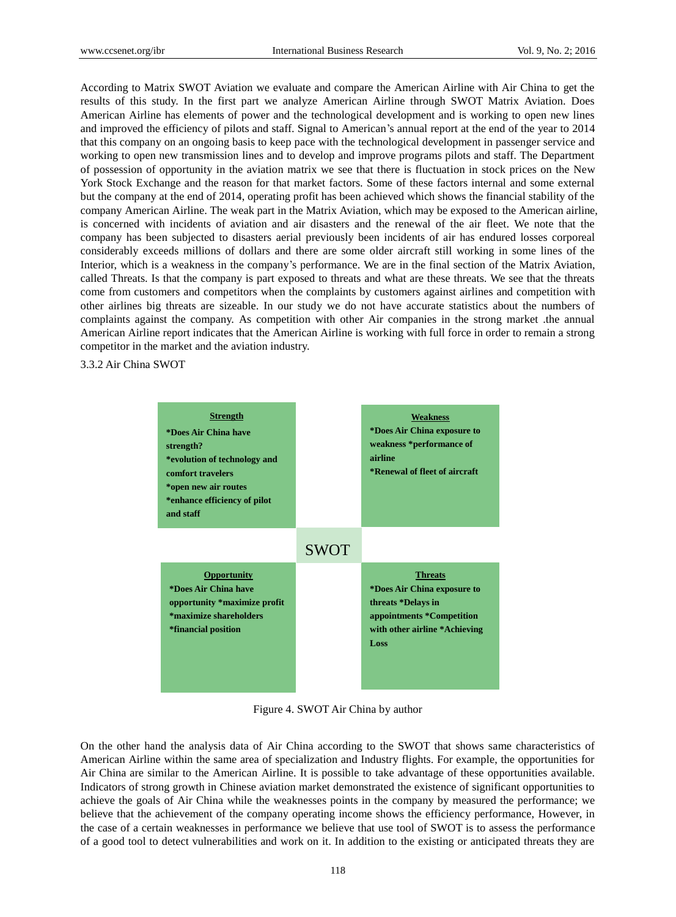According to Matrix SWOT Aviation we evaluate and compare the American Airline with Air China to get the results of this study. In the first part we analyze American Airline through SWOT Matrix Aviation. Does American Airline has elements of power and the technological development and is working to open new lines and improved the efficiency of pilots and staff. Signal to American's annual report at the end of the year to 2014 that this company on an ongoing basis to keep pace with the technological development in passenger service and working to open new transmission lines and to develop and improve programs pilots and staff. The Department of possession of opportunity in the aviation matrix we see that there is fluctuation in stock prices on the New York Stock Exchange and the reason for that market factors. Some of these factors internal and some external but the company at the end of 2014, operating profit has been achieved which shows the financial stability of the company American Airline. The weak part in the Matrix Aviation, which may be exposed to the American airline, is concerned with incidents of aviation and air disasters and the renewal of the air fleet. We note that the company has been subjected to disasters aerial previously been incidents of air has endured losses corporeal considerably exceeds millions of dollars and there are some older aircraft still working in some lines of the Interior, which is a weakness in the company's performance. We are in the final section of the Matrix Aviation, called Threats. Is that the company is part exposed to threats and what are these threats. We see that the threats come from customers and competitors when the complaints by customers against airlines and competition with other airlines big threats are sizeable. In our study we do not have accurate statistics about the numbers of complaints against the company. As competition with other Air companies in the strong market .the annual American Airline report indicates that the American Airline is working with full force in order to remain a strong competitor in the market and the aviation industry.

### 3.3.2 Air China SWOT

| **Strength** | | **Weakness** |
|---|---|---|
| **\*Does Air China have strength? \*evolution of technology and comfort travelers \*open new air routes \*enhance efficiency of pilot and staff** | | **\*Does Air China exposure to weakness \*performance of airline \*Renewal of fleet of aircraft** |
| | SWOT | |
| **Opportunity** | | **Threats** |
| **\*Does Air China have opportunity \*maximize profit \*maximize shareholders \*financial position** | | **\*Does Air China exposure to threats \*Delays in appointments \*Competition with other airline \*Achieving Loss** |

Figure 4. SWOT Air China by author

On the other hand the analysis data of Air China according to the SWOT that shows same characteristics of American Airline within the same area of specialization and Industry flights. For example, the opportunities for Air China are similar to the American Airline. It is possible to take advantage of these opportunities available. Indicators of strong growth in Chinese aviation market demonstrated the existence of significant opportunities to achieve the goals of Air China while the weaknesses points in the company by measured the performance; we believe that the achievement of the company operating income shows the efficiency performance, However, in the case of a certain weaknesses in performance we believe that use tool of SWOT is to assess the performance of a good tool to detect vulnerabilities and work on it. In addition to the existing or anticipated threats they are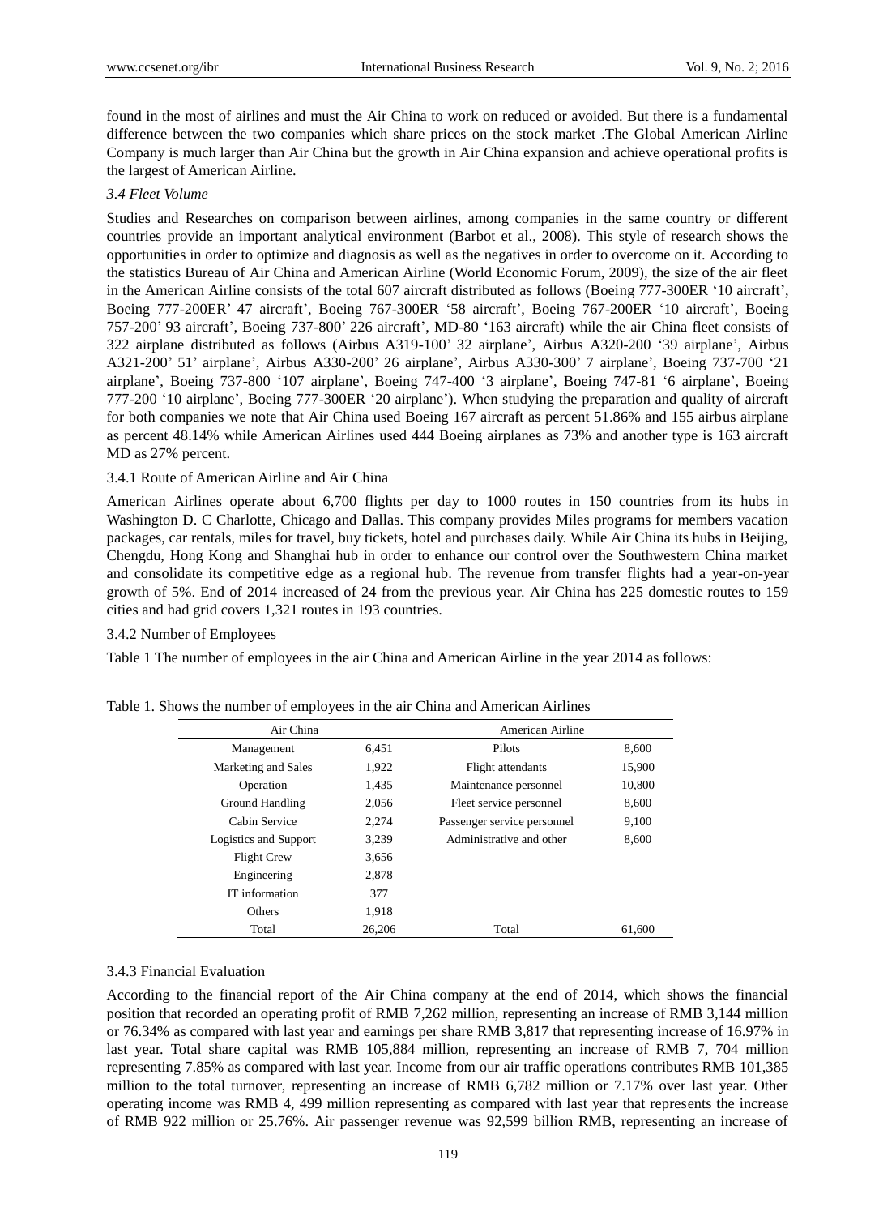found in the most of airlines and must the Air China to work on reduced or avoided. But there is a fundamental difference between the two companies which share prices on the stock market .The Global American Airline Company is much larger than Air China but the growth in Air China expansion and achieve operational profits is the largest of American Airline.

### *3.4 Fleet Volume*

Studies and Researches on comparison between airlines, among companies in the same country or different countries provide an important analytical environment (Barbot et al., 2008). This style of research shows the opportunities in order to optimize and diagnosis as well as the negatives in order to overcome on it. According to the statistics Bureau of Air China and American Airline (World Economic Forum, 2009), the size of the air fleet in the American Airline consists of the total 607 aircraft distributed as follows (Boeing 777-300ER '10 aircraft', Boeing 777-200ER' 47 aircraft', Boeing 767-300ER '58 aircraft', Boeing 767-200ER '10 aircraft', Boeing 757-200' 93 aircraft', Boeing 737-800' 226 aircraft', MD-80 '163 aircraft) while the air China fleet consists of 322 airplane distributed as follows (Airbus A319-100' 32 airplane', Airbus A320-200 '39 airplane', Airbus A321-200' 51' airplane', Airbus A330-200' 26 airplane', Airbus A330-300' 7 airplane', Boeing 737-700 '21 airplane', Boeing 737-800 '107 airplane', Boeing 747-400 '3 airplane', Boeing 747-81 '6 airplane', Boeing 777-200 '10 airplane', Boeing 777-300ER '20 airplane'). When studying the preparation and quality of aircraft for both companies we note that Air China used Boeing 167 aircraft as percent 51.86% and 155 airbus airplane as percent 48.14% while American Airlines used 444 Boeing airplanes as 73% and another type is 163 aircraft MD as 27% percent.

#### 3.4.1 Route of American Airline and Air China

American Airlines operate about 6,700 flights per day to 1000 routes in 150 countries from its hubs in Washington D. C Charlotte, Chicago and Dallas. This company provides Miles programs for members vacation packages, car rentals, miles for travel, buy tickets, hotel and purchases daily. While Air China its hubs in Beijing, Chengdu, Hong Kong and Shanghai hub in order to enhance our control over the Southwestern China market and consolidate its competitive edge as a regional hub. The revenue from transfer flights had a year-on-year growth of 5%. End of 2014 increased of 24 from the previous year. Air China has 225 domestic routes to 159 cities and had grid covers 1,321 routes in 193 countries.

#### 3.4.2 Number of Employees

Table 1 The number of employees in the air China and American Airline in the year 2014 as follows:

Table 1. Shows the number of employees in the air China and American Airlines

| Air China | | American Airline | |
|---|---|---|---|
| Management | 6,451 | Pilots | 8,600 |
| Marketing and Sales | 1,922 | Flight attendants | 15,900 |
| Operation | 1,435 | Maintenance personnel | 10,800 |
| Ground Handling | 2,056 | Fleet service personnel | 8,600 |
| Cabin Service | 2,274 | Passenger service personnel | 9,100 |
| Logistics and Support | 3,239 | Administrative and other | 8,600 |
| Flight Crew | 3,656 | | |
| Engineering | 2,878 | | |
| IT information | 377 | | |
| Others | 1,918 | | |
| Total | 26,206 | Total | 61,600 |

#### 3.4.3 Financial Evaluation

According to the financial report of the Air China company at the end of 2014, which shows the financial position that recorded an operating profit of RMB 7,262 million, representing an increase of RMB 3,144 million or 76.34% as compared with last year and earnings per share RMB 3,817 that representing increase of 16.97% in last year. Total share capital was RMB 105,884 million, representing an increase of RMB 7, 704 million representing 7.85% as compared with last year. Income from our air traffic operations contributes RMB 101,385 million to the total turnover, representing an increase of RMB 6,782 million or 7.17% over last year. Other operating income was RMB 4, 499 million representing as compared with last year that represents the increase of RMB 922 million or 25.76%. Air passenger revenue was 92,599 billion RMB, representing an increase of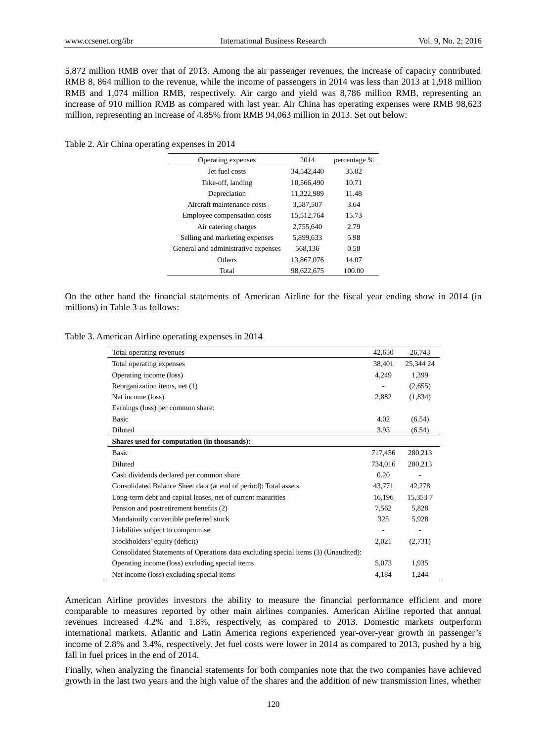5,872 million RMB over that of 2013. Among the air passenger revenues, the increase of capacity contributed RMB 8, 864 million to the revenue, while the income of passengers in 2014 was less than 2013 at 1,918 million RMB and 1,074 million RMB, respectively. Air cargo and yield was 8,786 million RMB, representing an increase of 910 million RMB as compared with last year. Air China has operating expenses were RMB 98,623 million, representing an increase of 4.85% from RMB 94,063 million in 2013. Set out below:

Table 2. Air China operating expenses in 2014

| Operating expenses | 2014 | percentage % |
|---|---|---|
| Jet fuel costs | 34,542,440 | 35.02 |
| Take-off, landing | 10,566,490 | 10.71 |
| Depreciation | 11,322,989 | 11.48 |
| Aircraft maintenance costs | 3,587,507 | 3.64 |
| Employee compensation costs | 15,512,764 | 15.73 |
| Air catering charges | 2,755,640 | 2.79 |
| Selling and marketing expenses | 5,899,633 | 5.98 |
| General and administrative expenses | 568,136 | 0.58 |
| Others | 13,867,076 | 14.07 |
| Total | 98,622,675 | 100.00 |

On the other hand the financial statements of American Airline for the fiscal year ending show in 2014 (in millions) in Table 3 as follows:

Table 3. American Airline operating expenses in 2014

| | | |
|---|---|---|
| Total operating revenues | 42,650 | 26,743 |
| Total operating expenses | 38,401 | 25,344 24 |
| Operating income (loss) | 4,249 | 1,399 |
| Reorganization items, net (1) | - | (2,655) |
| Net income (loss) | 2,882 | (1,834) |
| Earnings (loss) per common share: | | |
| Basic | 4.02 | (6.54) |
| Diluted | 3.93 | (6.54) |
| **Shares used for computation (in thousands):** | | |
| Basic | 717,456 | 280,213 |
| Diluted | 734,016 | 280,213 |
| Cash dividends declared per common share | 0.20 | - |
| Consolidated Balance Sheet data (at end of period): Total assets | 43,771 | 42,278 |
| Long-term debt and capital leases, net of current maturities | 16,196 | 15,353 7 |
| Pension and postretirement benefits (2) | 7,562 | 5,828 |
| Mandatorily convertible preferred stock | 325 | 5,928 |
| Liabilities subject to compromise | - | - |
| Stockholders' equity (deficit) | 2,021 | (2,731) |
| Consolidated Statements of Operations data excluding special items (3) (Unaudited): | | |
| Operating income (loss) excluding special items | 5,073 | 1,935 |
| Net income (loss) excluding special items | 4,184 | 1,244 |

American Airline provides investors the ability to measure the financial performance efficient and more comparable to measures reported by other main airlines companies. American Airline reported that annual revenues increased 4.2% and 1.8%, respectively, as compared to 2013. Domestic markets outperform international markets. Atlantic and Latin America regions experienced year-over-year growth in passenger's income of 2.8% and 3.4%, respectively. Jet fuel costs were lower in 2014 as compared to 2013, pushed by a big fall in fuel prices in the end of 2014.

Finally, when analyzing the financial statements for both companies note that the two companies have achieved growth in the last two years and the high value of the shares and the addition of new transmission lines, whether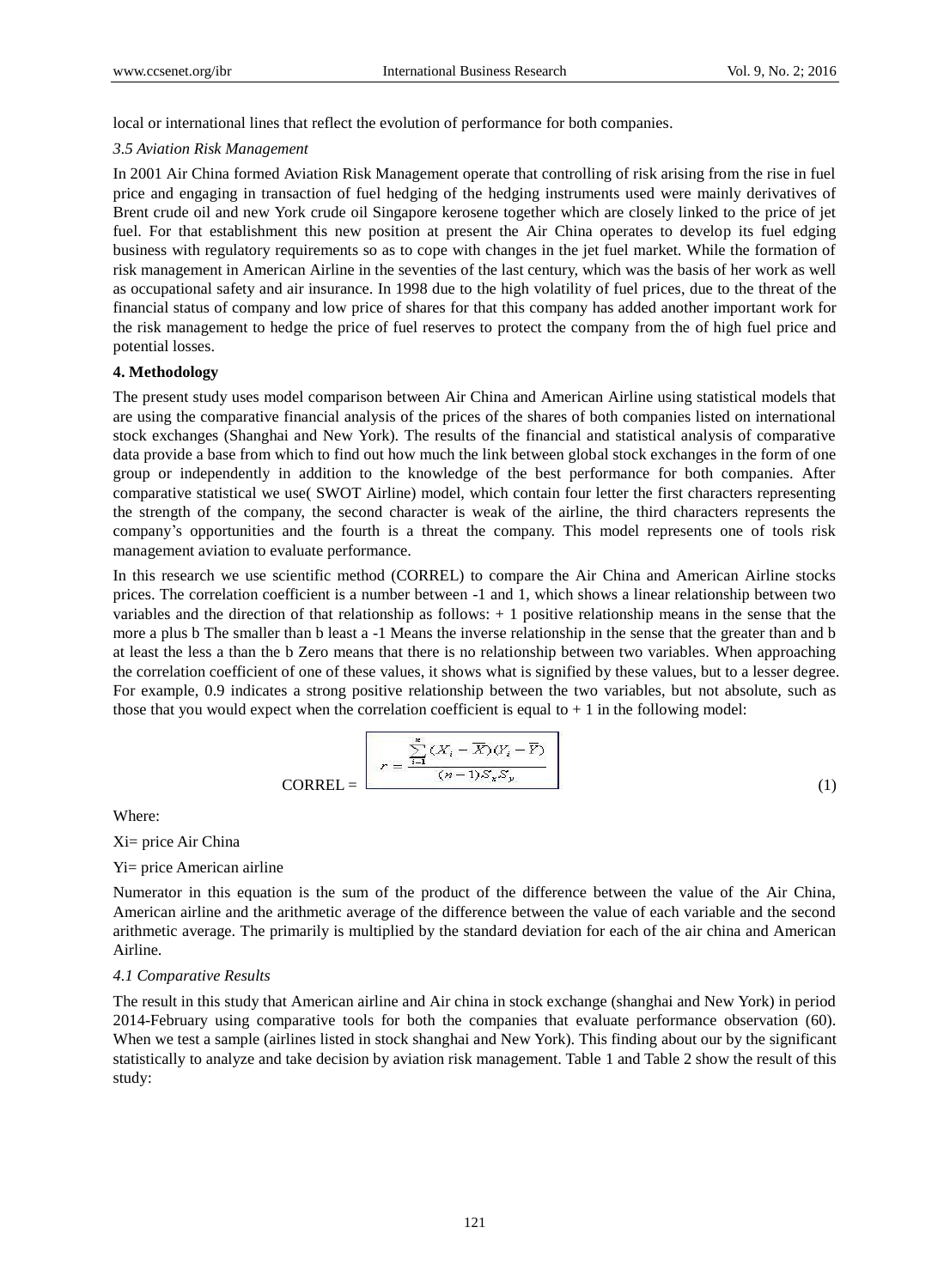local or international lines that reflect the evolution of performance for both companies.

*3.5 Aviation Risk Management*

In 2001 Air China formed Aviation Risk Management operate that controlling of risk arising from the rise in fuel price and engaging in transaction of fuel hedging of the hedging instruments used were mainly derivatives of Brent crude oil and new York crude oil Singapore kerosene together which are closely linked to the price of jet fuel. For that establishment this new position at present the Air China operates to develop its fuel edging business with regulatory requirements so as to cope with changes in the jet fuel market. While the formation of risk management in American Airline in the seventies of the last century, which was the basis of her work as well as occupational safety and air insurance. In 1998 due to the high volatility of fuel prices, due to the threat of the financial status of company and low price of shares for that this company has added another important work for the risk management to hedge the price of fuel reserves to protect the company from the of high fuel price and potential losses.

**4. Methodology**

The present study uses model comparison between Air China and American Airline using statistical models that are using the comparative financial analysis of the prices of the shares of both companies listed on international stock exchanges (Shanghai and New York). The results of the financial and statistical analysis of comparative data provide a base from which to find out how much the link between global stock exchanges in the form of one group or independently in addition to the knowledge of the best performance for both companies. After comparative statistical we use( SWOT Airline) model, which contain four letter the first characters representing the strength of the company, the second character is weak of the airline, the third characters represents the company's opportunities and the fourth is a threat the company. This model represents one of tools risk management aviation to evaluate performance.

In this research we use scientific method (CORREL) to compare the Air China and American Airline stocks prices. The correlation coefficient is a number between -1 and 1, which shows a linear relationship between two variables and the direction of that relationship as follows: + 1 positive relationship means in the sense that the more a plus b The smaller than b least a -1 Means the inverse relationship in the sense that the greater than and b at least the less a than the b Zero means that there is no relationship between two variables. When approaching the correlation coefficient of one of these values, it shows what is signified by these values, but to a lesser degree. For example, 0.9 indicates a strong positive relationship between the two variables, but not absolute, such as those that you would expect when the correlation coefficient is equal to + 1 in the following model:

$$\text{CORREL} = \boxed{r = \frac{\sum_{i=1}^{n}(X_i - \overline{X})(Y_i - \overline{Y})}{(n-1)S_x S_y}} \tag{1}$$

Where:

$X_i$= price Air China

$Y_i$= price American airline

Numerator in this equation is the sum of the product of the difference between the value of the Air China, American airline and the arithmetic average of the difference between the value of each variable and the second arithmetic average. The primarily is multiplied by the standard deviation for each of the air china and American Airline.

*4.1 Comparative Results*

The result in this study that American airline and Air china in stock exchange (shanghai and New York) in period 2014-February using comparative tools for both the companies that evaluate performance observation (60). When we test a sample (airlines listed in stock shanghai and New York). This finding about our by the significant statistically to analyze and take decision by aviation risk management. Table 1 and Table 2 show the result of this study: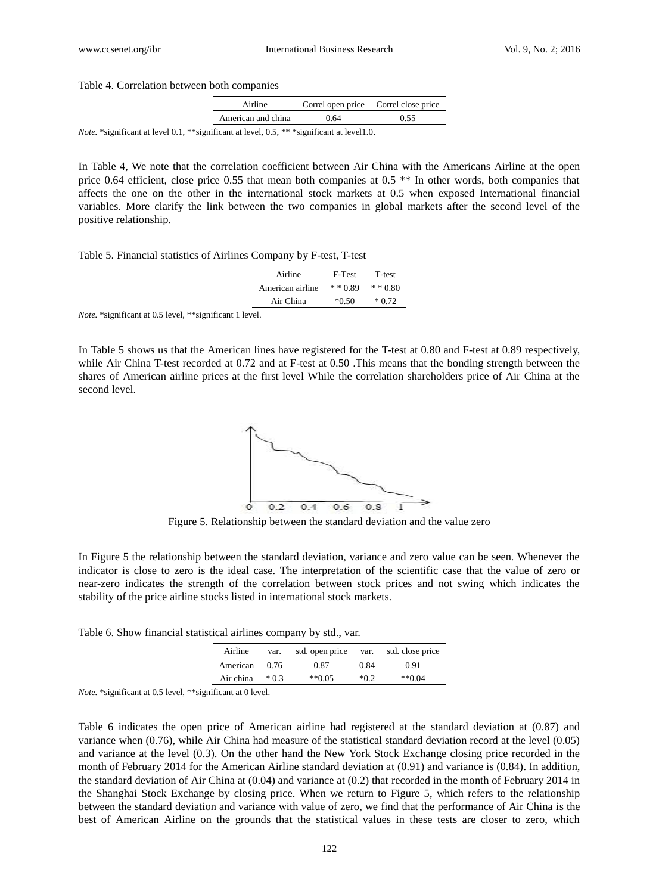Table 4. Correlation between both companies

| Airline | Correl open price | Correl close price |
|---|---|---|
| American and china | 0.64 | 0.55 |

*Note.* *significant at level 0.1, **significant at level, 0.5, ** *significant at level1.0.

In Table 4, We note that the correlation coefficient between Air China with the Americans Airline at the open price 0.64 efficient, close price 0.55 that mean both companies at 0.5 ** In other words, both companies that affects the one on the other in the international stock markets at 0.5 when exposed International financial variables. More clarify the link between the two companies in global markets after the second level of the positive relationship.

Table 5. Financial statistics of Airlines Company by F-test, T-test

| Airline | F-Test | T-test |
|---|---|---|
| American airline | * * 0.89 | * * 0.80 |
| Air China | *0.50 | * 0.72 |

*Note.* *significant at 0.5 level, **significant 1 level.

In Table 5 shows us that the American lines have registered for the T-test at 0.80 and F-test at 0.89 respectively, while Air China T-test recorded at 0.72 and at F-test at 0.50 .This means that the bonding strength between the shares of American airline prices at the first level While the correlation shareholders price of Air China at the second level.

Figure 5. Relationship between the standard deviation and the value zero

In Figure 5 the relationship between the standard deviation, variance and zero value can be seen. Whenever the indicator is close to zero is the ideal case. The interpretation of the scientific case that the value of zero or near-zero indicates the strength of the correlation between stock prices and not swing which indicates the stability of the price airline stocks listed in international stock markets.

Table 6. Show financial statistical airlines company by std., var.

| Airline | var. | std. open price | var. | std. close price |
|---|---|---|---|---|
| American | 0.76 | 0.87 | 0.84 | 0.91 |
| Air china | * 0.3 | **0.05 | *0.2 | **0.04 |

*Note.* *significant at 0.5 level, **significant at 0 level.

Table 6 indicates the open price of American airline had registered at the standard deviation at (0.87) and variance when (0.76), while Air China had measure of the statistical standard deviation record at the level (0.05) and variance at the level (0.3). On the other hand the New York Stock Exchange closing price recorded in the month of February 2014 for the American Airline standard deviation at (0.91) and variance is (0.84). In addition, the standard deviation of Air China at (0.04) and variance at (0.2) that recorded in the month of February 2014 in the Shanghai Stock Exchange by closing price. When we return to Figure 5, which refers to the relationship between the standard deviation and variance with value of zero, we find that the performance of Air China is the best of American Airline on the grounds that the statistical values in these tests are closer to zero, which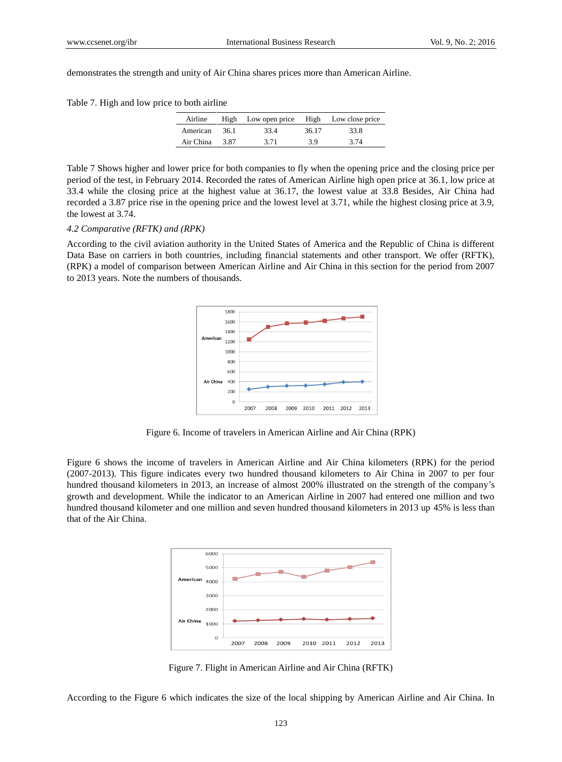demonstrates the strength and unity of Air China shares prices more than American Airline.

Table 7. High and low price to both airline

| Airline | High | Low open price | High | Low close price |
|---|---|---|---|---|
| American | 36.1 | 33.4 | 36.17 | 33.8 |
| Air China | 3.87 | 3.71 | 3.9 | 3.74 |

Table 7 Shows higher and lower price for both companies to fly when the opening price and the closing price per period of the test, in February 2014. Recorded the rates of American Airline high open price at 36.1, low price at 33.4 while the closing price at the highest value at 36.17, the lowest value at 33.8 Besides, Air China had recorded a 3.87 price rise in the opening price and the lowest level at 3.71, while the highest closing price at 3.9, the lowest at 3.74.

### 4.2 Comparative (RFTK) and (RPK)

According to the civil aviation authority in the United States of America and the Republic of China is different Data Base on carriers in both countries, including financial statements and other transport. We offer (RFTK), (RPK) a model of comparison between American Airline and Air China in this section for the period from 2007 to 2013 years. Note the numbers of thousands.

Figure 6. Income of travelers in American Airline and Air China (RPK)

Figure 6 shows the income of travelers in American Airline and Air China kilometers (RPK) for the period (2007-2013). This figure indicates every two hundred thousand kilometers to Air China in 2007 to per four hundred thousand kilometers in 2013, an increase of almost 200% illustrated on the strength of the company's growth and development. While the indicator to an American Airline in 2007 had entered one million and two hundred thousand kilometer and one million and seven hundred thousand kilometers in 2013 up 45% is less than that of the Air China.

Figure 7. Flight in American Airline and Air China (RFTK)

According to the Figure 6 which indicates the size of the local shipping by American Airline and Air China. In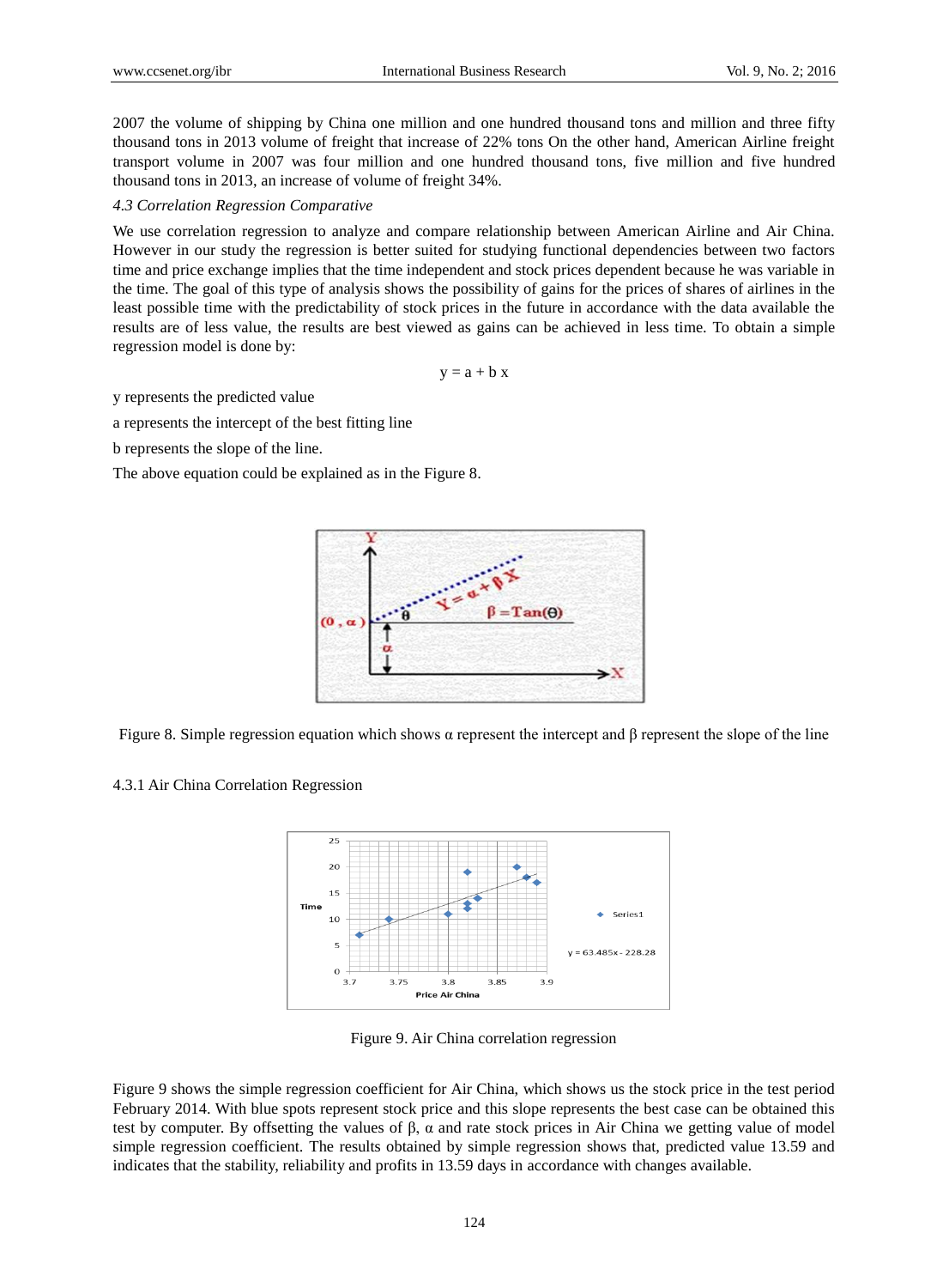2007 the volume of shipping by China one million and one hundred thousand tons and million and three fifty thousand tons in 2013 volume of freight that increase of 22% tons On the other hand, American Airline freight transport volume in 2007 was four million and one hundred thousand tons, five million and five hundred thousand tons in 2013, an increase of volume of freight 34%.

*4.3 Correlation Regression Comparative*

We use correlation regression to analyze and compare relationship between American Airline and Air China. However in our study the regression is better suited for studying functional dependencies between two factors time and price exchange implies that the time independent and stock prices dependent because he was variable in the time. The goal of this type of analysis shows the possibility of gains for the prices of shares of airlines in the least possible time with the predictability of stock prices in the future in accordance with the data available the results are of less value, the results are best viewed as gains can be achieved in less time. To obtain a simple regression model is done by:

$$y = a + b\,x$$

y represents the predicted value

a represents the intercept of the best fitting line

b represents the slope of the line.

The above equation could be explained as in the Figure 8.

Figure 8. Simple regression equation which shows α represent the intercept and β represent the slope of the line

4.3.1 Air China Correlation Regression

Figure 9. Air China correlation regression

Figure 9 shows the simple regression coefficient for Air China, which shows us the stock price in the test period February 2014. With blue spots represent stock price and this slope represents the best case can be obtained this test by computer. By offsetting the values of β, α and rate stock prices in Air China we getting value of model simple regression coefficient. The results obtained by simple regression shows that, predicted value 13.59 and indicates that the stability, reliability and profits in 13.59 days in accordance with changes available.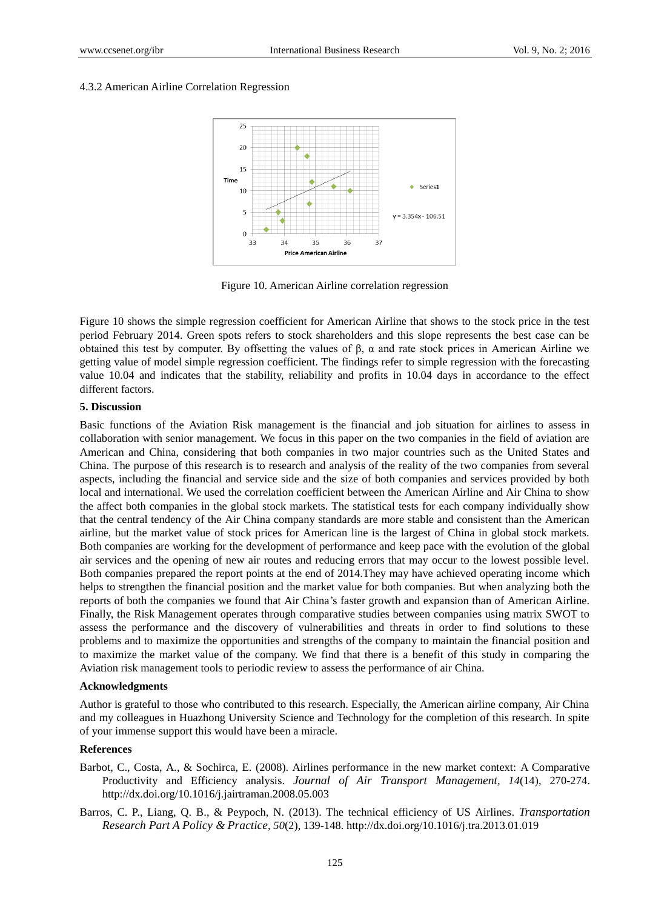4.3.2 American Airline Correlation Regression

Figure 10. American Airline correlation regression

Figure 10 shows the simple regression coefficient for American Airline that shows to the stock price in the test period February 2014. Green spots refers to stock shareholders and this slope represents the best case can be obtained this test by computer. By offsetting the values of β, α and rate stock prices in American Airline we getting value of model simple regression coefficient. The findings refer to simple regression with the forecasting value 10.04 and indicates that the stability, reliability and profits in 10.04 days in accordance to the effect different factors.

**5. Discussion**

Basic functions of the Aviation Risk management is the financial and job situation for airlines to assess in collaboration with senior management. We focus in this paper on the two companies in the field of aviation are American and China, considering that both companies in two major countries such as the United States and China. The purpose of this research is to research and analysis of the reality of the two companies from several aspects, including the financial and service side and the size of both companies and services provided by both local and international. We used the correlation coefficient between the American Airline and Air China to show the affect both companies in the global stock markets. The statistical tests for each company individually show that the central tendency of the Air China company standards are more stable and consistent than the American airline, but the market value of stock prices for American line is the largest of China in global stock markets. Both companies are working for the development of performance and keep pace with the evolution of the global air services and the opening of new air routes and reducing errors that may occur to the lowest possible level. Both companies prepared the report points at the end of 2014.They may have achieved operating income which helps to strengthen the financial position and the market value for both companies. But when analyzing both the reports of both the companies we found that Air China's faster growth and expansion than of American Airline. Finally, the Risk Management operates through comparative studies between companies using matrix SWOT to assess the performance and the discovery of vulnerabilities and threats in order to find solutions to these problems and to maximize the opportunities and strengths of the company to maintain the financial position and to maximize the market value of the company. We find that there is a benefit of this study in comparing the Aviation risk management tools to periodic review to assess the performance of air China.

**Acknowledgments**

Author is grateful to those who contributed to this research. Especially, the American airline company, Air China and my colleagues in Huazhong University Science and Technology for the completion of this research. In spite of your immense support this would have been a miracle.

**References**

Barbot, C., Costa, A., & Sochirca, E. (2008). Airlines performance in the new market context: A Comparative Productivity and Efficiency analysis. *Journal of Air Transport Management, 14*(14), 270-274. http://dx.doi.org/10.1016/j.jairtraman.2008.05.003

Barros, C. P., Liang, Q. B., & Peypoch, N. (2013). The technical efficiency of US Airlines. *Transportation Research Part A Policy & Practice, 50*(2), 139-148. http://dx.doi.org/10.1016/j.tra.2013.01.019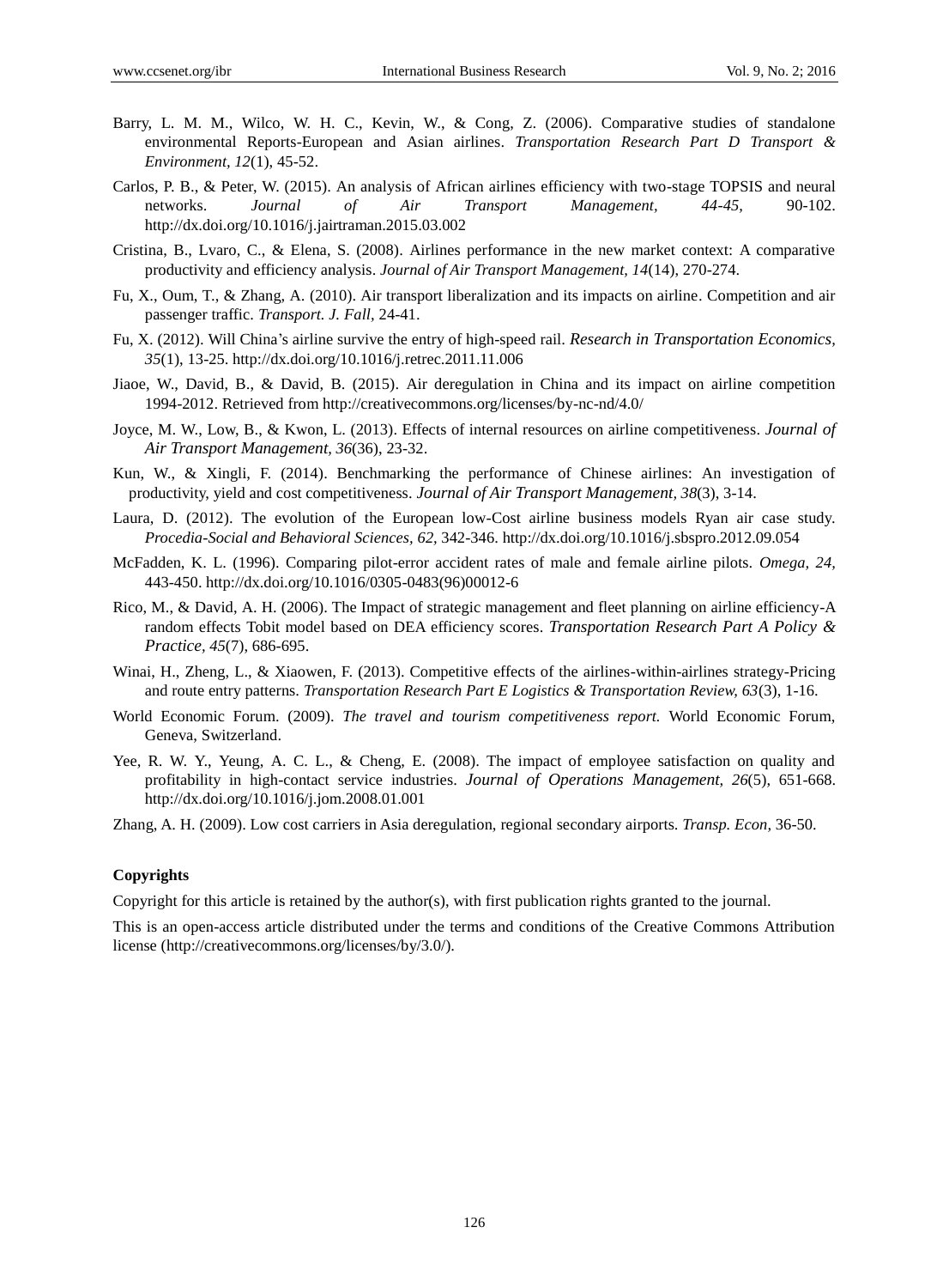Barry, L. M. M., Wilco, W. H. C., Kevin, W., & Cong, Z. (2006). Comparative studies of standalone environmental Reports-European and Asian airlines. *Transportation Research Part D Transport & Environment, 12*(1), 45-52.

Carlos, P. B., & Peter, W. (2015). An analysis of African airlines efficiency with two-stage TOPSIS and neural networks. *Journal of Air Transport Management, 44-45,* 90-102. http://dx.doi.org/10.1016/j.jairtraman.2015.03.002

Cristina, B., Lvaro, C., & Elena, S. (2008). Airlines performance in the new market context: A comparative productivity and efficiency analysis. *Journal of Air Transport Management, 14*(14), 270-274.

Fu, X., Oum, T., & Zhang, A. (2010). Air transport liberalization and its impacts on airline. Competition and air passenger traffic. *Transport. J. Fall,* 24-41.

Fu, X. (2012). Will China's airline survive the entry of high-speed rail. *Research in Transportation Economics, 35*(1), 13-25. http://dx.doi.org/10.1016/j.retrec.2011.11.006

Jiaoe, W., David, B., & David, B. (2015). Air deregulation in China and its impact on airline competition 1994-2012. Retrieved from http://creativecommons.org/licenses/by-nc-nd/4.0/

Joyce, M. W., Low, B., & Kwon, L. (2013). Effects of internal resources on airline competitiveness. *Journal of Air Transport Management, 36*(36), 23-32.

Kun, W., & Xingli, F. (2014). Benchmarking the performance of Chinese airlines: An investigation of productivity, yield and cost competitiveness. *Journal of Air Transport Management, 38*(3), 3-14.

Laura, D. (2012). The evolution of the European low-Cost airline business models Ryan air case study. *Procedia-Social and Behavioral Sciences, 62,* 342-346. http://dx.doi.org/10.1016/j.sbspro.2012.09.054

McFadden, K. L. (1996). Comparing pilot-error accident rates of male and female airline pilots. *Omega, 24,* 443-450. http://dx.doi.org/10.1016/0305-0483(96)00012-6

Rico, M., & David, A. H. (2006). The Impact of strategic management and fleet planning on airline efficiency-A random effects Tobit model based on DEA efficiency scores. *Transportation Research Part A Policy & Practice, 45*(7), 686-695.

Winai, H., Zheng, L., & Xiaowen, F. (2013). Competitive effects of the airlines-within-airlines strategy-Pricing and route entry patterns. *Transportation Research Part E Logistics & Transportation Review, 63*(3), 1-16.

World Economic Forum. (2009). *The travel and tourism competitiveness report.* World Economic Forum, Geneva, Switzerland.

Yee, R. W. Y., Yeung, A. C. L., & Cheng, E. (2008). The impact of employee satisfaction on quality and profitability in high-contact service industries. *Journal of Operations Management, 26*(5), 651-668. http://dx.doi.org/10.1016/j.jom.2008.01.001

Zhang, A. H. (2009). Low cost carriers in Asia deregulation, regional secondary airports. *Transp. Econ,* 36-50.

**Copyrights**

Copyright for this article is retained by the author(s), with first publication rights granted to the journal.

This is an open-access article distributed under the terms and conditions of the Creative Commons Attribution license (http://creativecommons.org/licenses/by/3.0/).